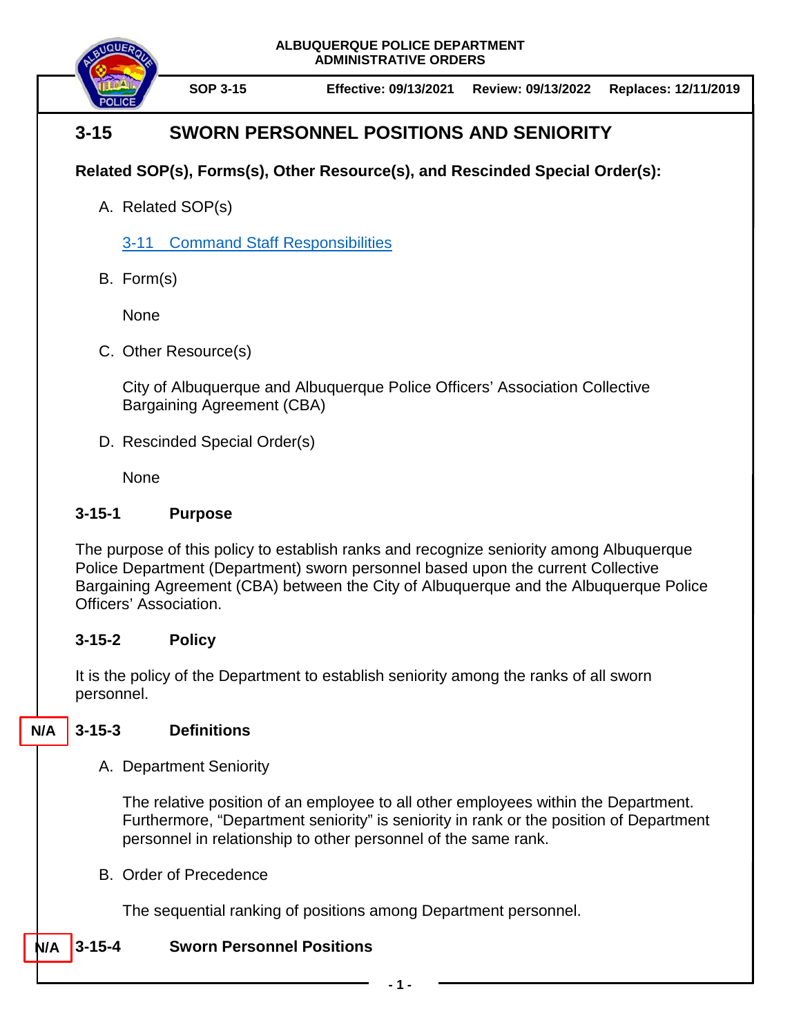ALBUQUERQUE POLICE DEPARTMENT
ADMINISTRATIVE ORDERS

SOP 3-15 | Effective: 09/13/2021 | Review: 09/13/2022 | Replaces: 12/11/2019

# 3-15 SWORN PERSONNEL POSITIONS AND SENIORITY

**Related SOP(s), Forms(s), Other Resource(s), and Rescinded Special Order(s):**

A. Related SOP(s)

   3-11 Command Staff Responsibilities

B. Form(s)

   None

C. Other Resource(s)

   City of Albuquerque and Albuquerque Police Officers' Association Collective Bargaining Agreement (CBA)

D. Rescinded Special Order(s)

   None

## 3-15-1 Purpose

The purpose of this policy to establish ranks and recognize seniority among Albuquerque Police Department (Department) sworn personnel based upon the current Collective Bargaining Agreement (CBA) between the City of Albuquerque and the Albuquerque Police Officers' Association.

## 3-15-2 Policy

It is the policy of the Department to establish seniority among the ranks of all sworn personnel.

N/A

## 3-15-3 Definitions

A. Department Seniority

   The relative position of an employee to all other employees within the Department. Furthermore, "Department seniority" is seniority in rank or the position of Department personnel in relationship to other personnel of the same rank.

B. Order of Precedence

   The sequential ranking of positions among Department personnel.

N/A

## 3-15-4 Sworn Personnel Positions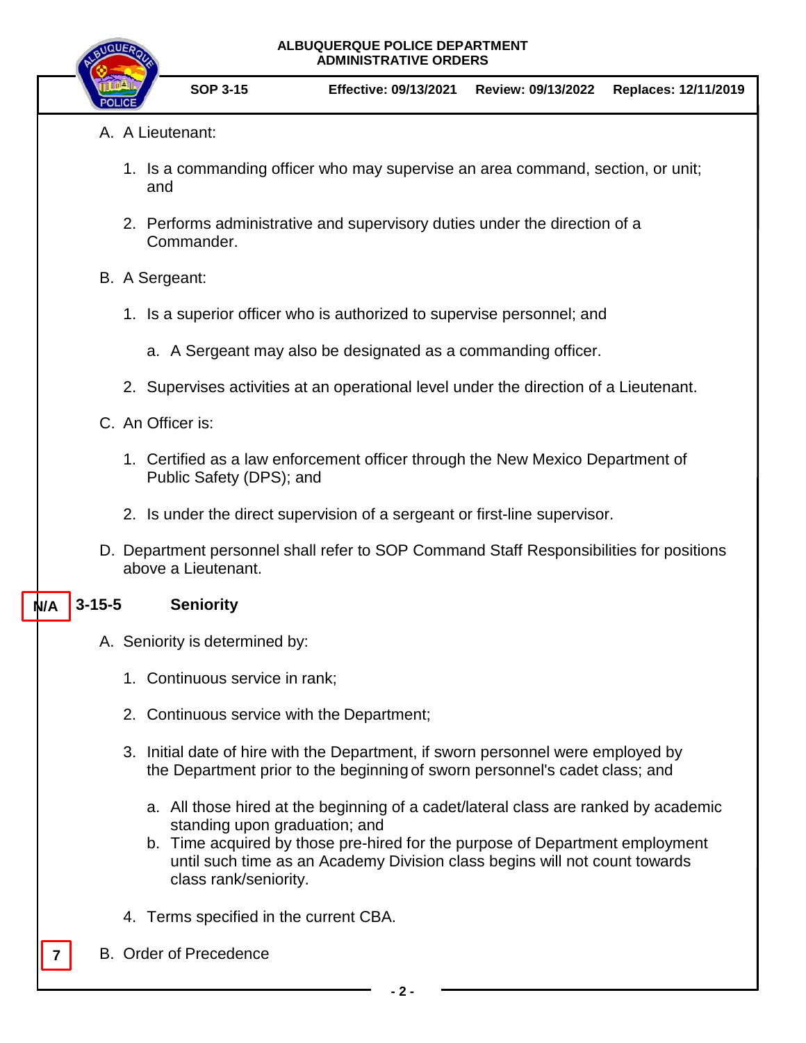A. A Lieutenant:

1. Is a commanding officer who may supervise an area command, section, or unit; and

2. Performs administrative and supervisory duties under the direction of a Commander.

B. A Sergeant:

1. Is a superior officer who is authorized to supervise personnel; and

   a. A Sergeant may also be designated as a commanding officer.

2. Supervises activities at an operational level under the direction of a Lieutenant.

C. An Officer is:

1. Certified as a law enforcement officer through the New Mexico Department of Public Safety (DPS); and

2. Is under the direct supervision of a sergeant or first-line supervisor.

D. Department personnel shall refer to SOP Command Staff Responsibilities for positions above a Lieutenant.

N/A

## 3-15-5 Seniority

A. Seniority is determined by:

1. Continuous service in rank;

2. Continuous service with the Department;

3. Initial date of hire with the Department, if sworn personnel were employed by the Department prior to the beginning of sworn personnel's cadet class; and

   a. All those hired at the beginning of a cadet/lateral class are ranked by academic standing upon graduation; and
   b. Time acquired by those pre-hired for the purpose of Department employment until such time as an Academy Division class begins will not count towards class rank/seniority.

4. Terms specified in the current CBA.

7

B. Order of Precedence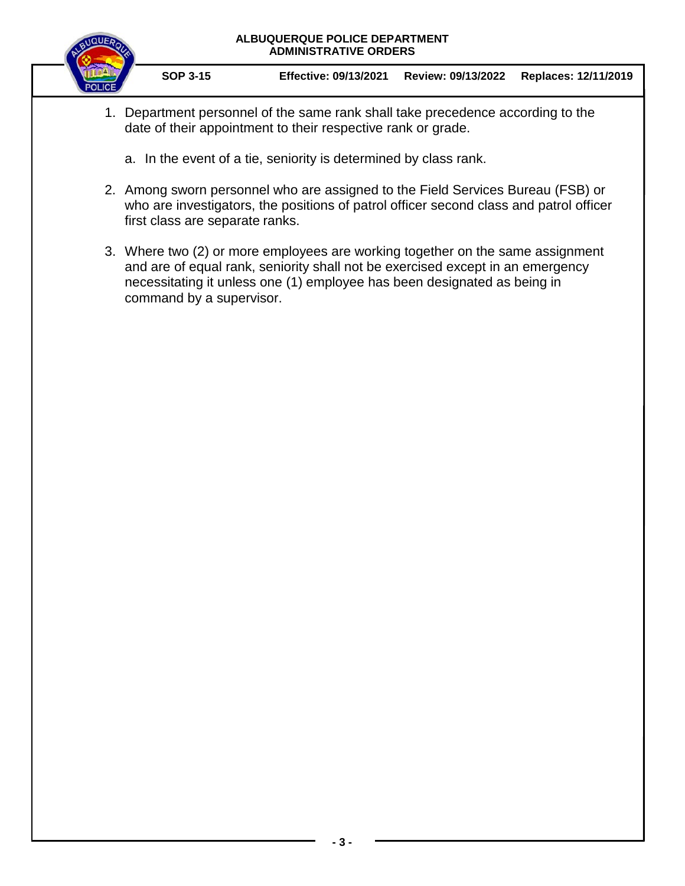1. Department personnel of the same rank shall take precedence according to the date of their appointment to their respective rank or grade.

   a. In the event of a tie, seniority is determined by class rank.

2. Among sworn personnel who are assigned to the Field Services Bureau (FSB) or who are investigators, the positions of patrol officer second class and patrol officer first class are separate ranks.

3. Where two (2) or more employees are working together on the same assignment and are of equal rank, seniority shall not be exercised except in an emergency necessitating it unless one (1) employee has been designated as being in command by a supervisor.